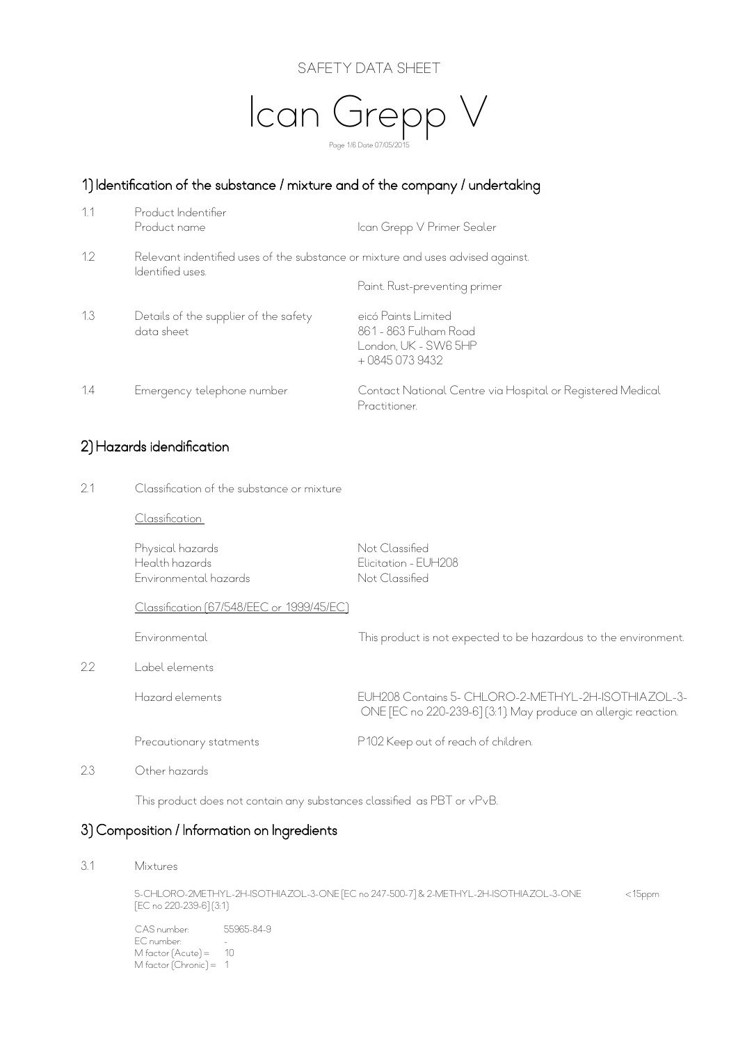SAFETY DATA SHEET

# Ican Grepp V

## 1) Identification of the substance / mixture and of the company / undertaking

| | | |
|---|---|---|
| 1.1 | Product Indentifier<br>Product name | Ican Grepp V Primer Sealer |
| 1.2 | Relevant indentified uses of the substance or mixture and uses advised against.<br>Identified uses. | Paint. Rust-preventing primer |
| 1.3 | Details of the supplier of the safety data sheet | eicó Paints Limited<br>861 - 863 Fulham Road<br>London, UK - SW6 5HP<br>+ 0845 073 9432 |
| 1.4 | Emergency telephone number | Contact National Centre via Hospital or Registered Medical Practitioner. |

## 2) Hazards idendification

2.1 Classification of the substance or mixture

Classification

| | |
|---|---|
| Physical hazards | Not Classified |
| Health hazards | Elicitation - EUH208 |
| Environmental hazards | Not Classified |

Classification (67/548/EEC or 1999/45/EC)

| | |
|---|---|
| Environmental | This product is not expected to be hazardous to the environment. |

2.2 Label elements

| | |
|---|---|
| Hazard elements | EUH208 Contains 5- CHLORO-2-METHYL-2H-ISOTHIAZOL-3-ONE [EC no 220-239-6] (3:1). May produce an allergic reaction. |
| Precautionary statments | P102 Keep out of reach of children. |

2.3 Other hazards

This product does not contain any substances classified as PBT or vPvB.

## 3) Composition / Information on Ingredients

3.1 Mixtures

5-CHLORO-2METHYL-2H-ISOTHIAZOL-3-ONE [EC no 247-500-7] & 2-METHYL-2H-ISOTHIAZOL-3-ONE [EC no 220-239-6] (3:1) <15ppm

| | |
|---|---|
| CAS number: | 55965-84-9 |
| EC number: | - |
| M factor (Acute) = | 10 |
| M factor (Chronic) = | 1 |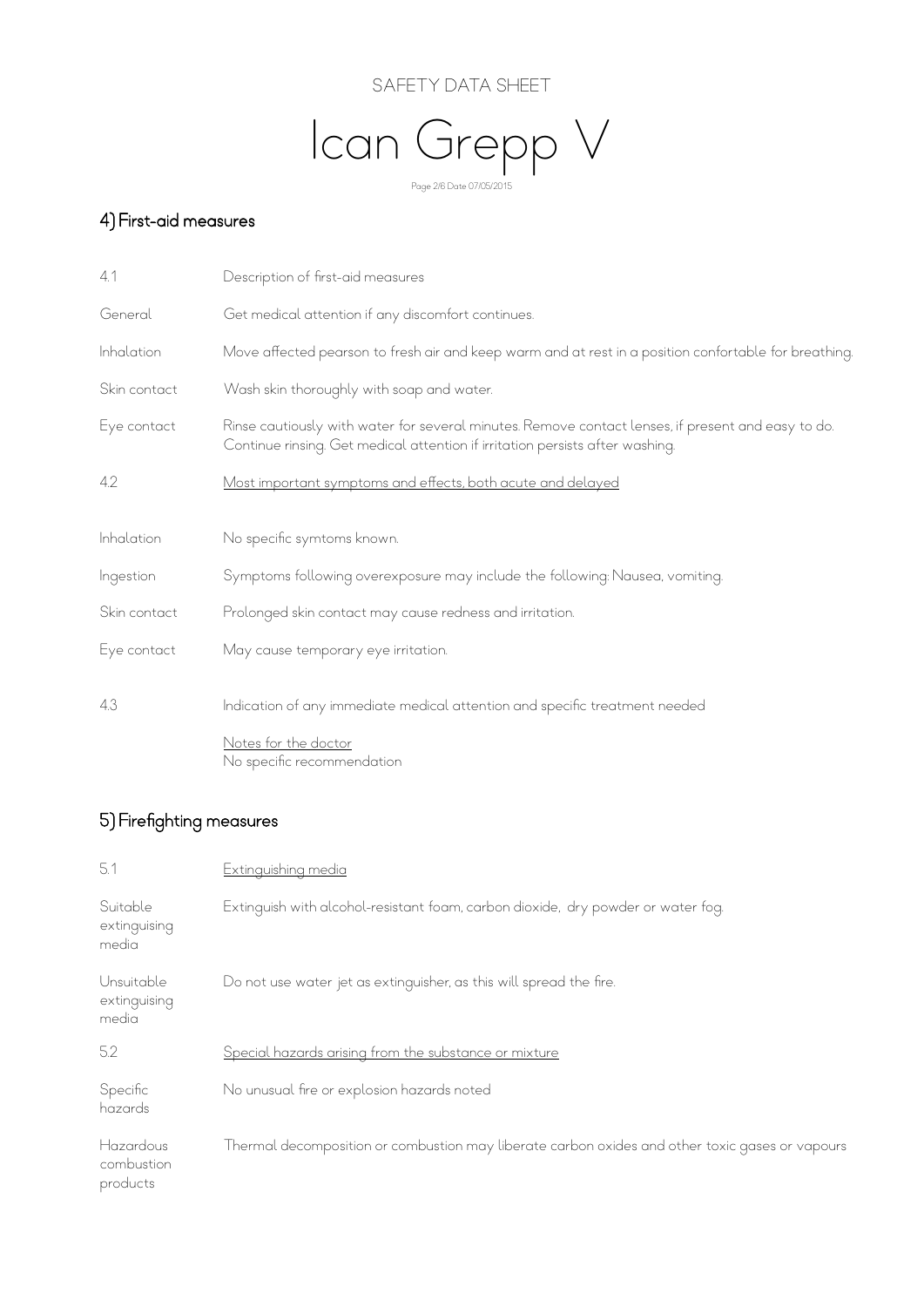SAFETY DATA SHEET

# Ican Grepp V

## 4) First-aid measures

| | |
|---|---|
| 4.1 | Description of first-aid measures |
| General | Get medical attention if any discomfort continues. |
| Inhalation | Move affected pearson to fresh air and keep warm and at rest in a position confortable for breathing. |
| Skin contact | Wash skin thoroughly with soap and water. |
| Eye contact | Rinse cautiously with water for several minutes. Remove contact lenses, if present and easy to do. Continue rinsing. Get medical attention if irritation persists after washing. |
| 4.2 | Most important symptoms and effects, both acute and delayed |
| Inhalation | No specific symtoms known. |
| Ingestion | Symptoms following overexposure may include the following: Nausea, vomiting. |
| Skin contact | Prolonged skin contact may cause redness and irritation. |
| Eye contact | May cause temporary eye irritation. |
| 4.3 | Indication of any immediate medical attention and specific treatment needed |
| | Notes for the doctor<br>No specific recommendation |

## 5) Firefighting measures

| | |
|---|---|
| 5.1 | Extinguishing media |
| Suitable extinguising media | Extinguish with alcohol-resistant foam, carbon dioxide, dry powder or water fog. |
| Unsuitable extinguising media | Do not use water jet as extinguisher, as this will spread the fire. |
| 5.2 | Special hazards arising from the substance or mixture |
| Specific hazards | No unusual fire or explosion hazards noted |
| Hazardous combustion products | Thermal decomposition or combustion may liberate carbon oxides and other toxic gases or vapours |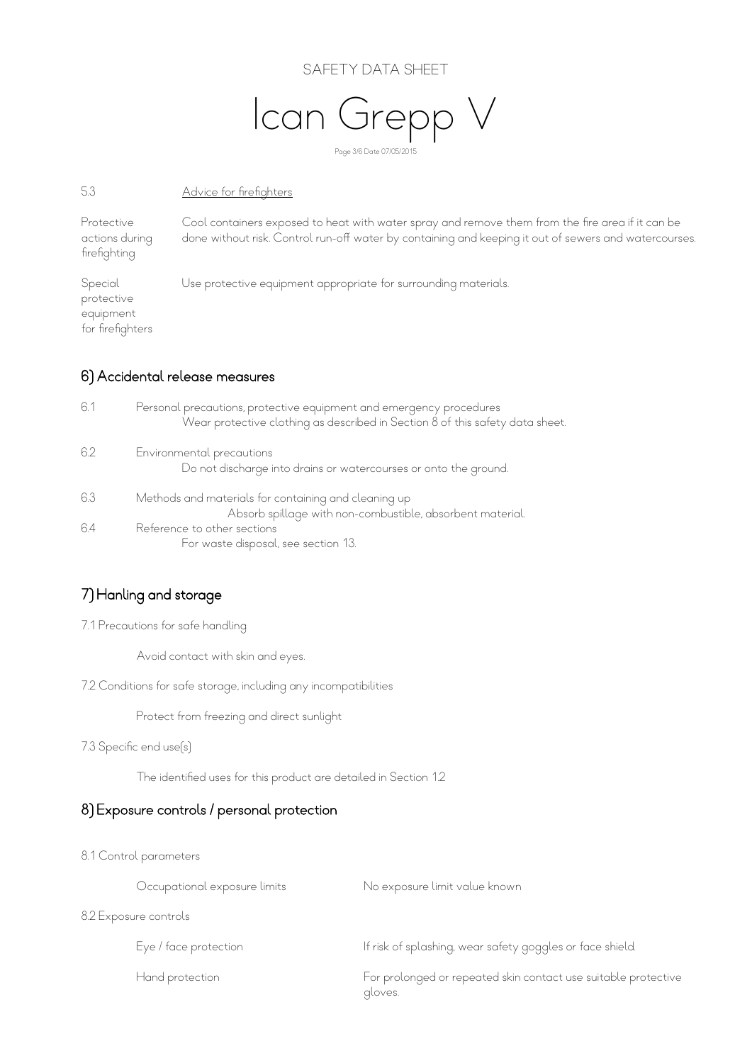5.3 Advice for firefighters

| | |
|---|---|
| Protective actions during firefighting | Cool containers exposed to heat with water spray and remove them from the fire area if it can be done without risk. Control run-off water by containing and keeping it out of sewers and watercourses. |
| Special protective equipment for firefighters | Use protective equipment appropriate for surrounding materials. |

## 6) Accidental release measures

6.1 Personal precautions, protective equipment and emergency procedures
Wear protective clothing as described in Section 8 of this safety data sheet.

6.2 Environmental precautions
Do not discharge into drains or watercourses or onto the ground.

6.3 Methods and materials for containing and cleaning up
Absorb spillage with non-combustible, absorbent material.

6.4 Reference to other sections
For waste disposal, see section 13.

## 7) Hanling and storage

7.1 Precautions for safe handling

Avoid contact with skin and eyes.

7.2 Conditions for safe storage, including any incompatibilities

Protect from freezing and direct sunlight

7.3 Specific end use(s)

The identified uses for this product are detailed in Section 1.2

## 8) Exposure controls / personal protection

8.1 Control parameters

| | |
|---|---|
| Occupational exposure limits | No exposure limit value known |

8.2 Exposure controls

| | |
|---|---|
| Eye / face protection | If risk of splashing, wear safety goggles or face shield. |
| Hand protection | For prolonged or repeated skin contact use suitable protective gloves. |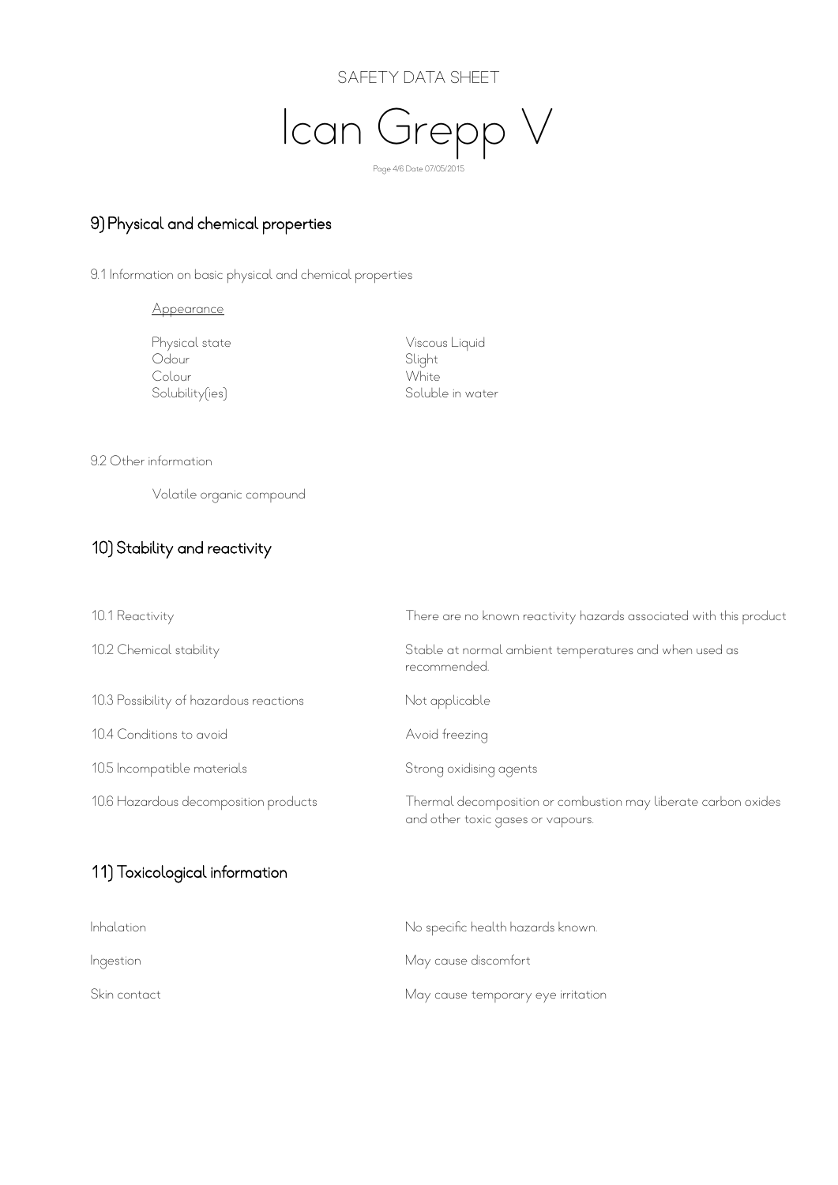## 9) Physical and chemical properties

9.1 Information on basic physical and chemical properties

<u>Appearance</u>

| | |
|---|---|
| Physical state | Viscous Liquid |
| Odour | Slight |
| Colour | White |
| Solubility(ies) | Soluble in water |

9.2 Other information

Volatile organic compound

## 10) Stability and reactivity

| | |
|---|---|
| 10.1 Reactivity | There are no known reactivity hazards associated with this product |
| 10.2 Chemical stability | Stable at normal ambient temperatures and when used as recommended. |
| 10.3 Possibility of hazardous reactions | Not applicable |
| 10.4 Conditions to avoid | Avoid freezing |
| 10.5 Incompatible materials | Strong oxidising agents |
| 10.6 Hazardous decomposition products | Thermal decomposition or combustion may liberate carbon oxides and other toxic gases or vapours. |

## 11) Toxicological information

| | |
|---|---|
| Inhalation | No specific health hazards known. |
| Ingestion | May cause discomfort |
| Skin contact | May cause temporary eye irritation |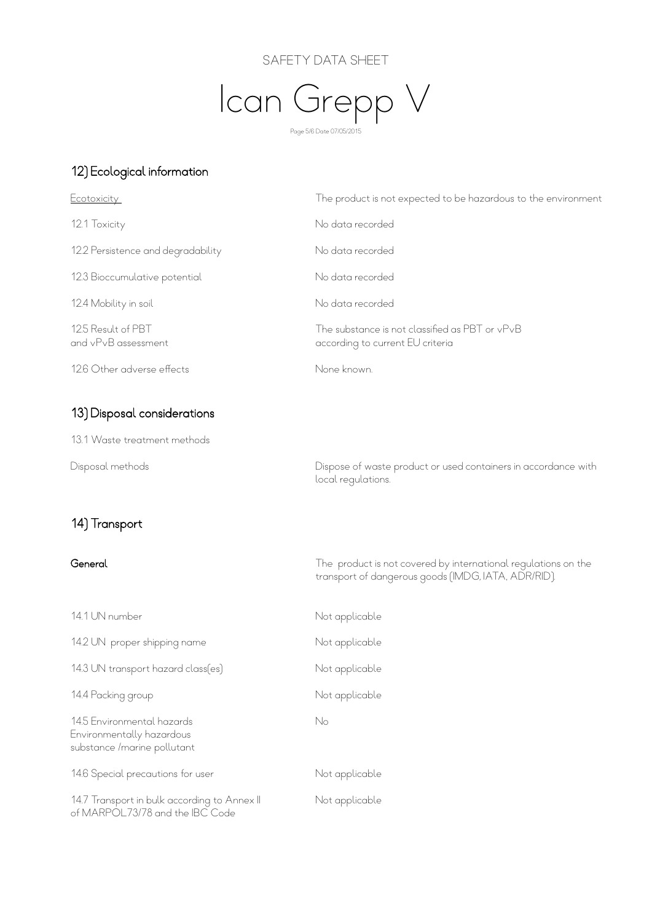## 12) Ecological information

| | |
|---|---|
| Ecotoxicity | The product is not expected to be hazardous to the environment |
| 12.1 Toxicity | No data recorded |
| 12.2 Persistence and degradability | No data recorded |
| 12.3 Bioccumulative potential | No data recorded |
| 12.4 Mobility in soil | No data recorded |
| 12.5 Result of PBT and vPvB assessment | The substance is not classified as PBT or vPvB according to current EU criteria |
| 12.6 Other adverse effects | None known. |

## 13) Disposal considerations

13.1 Waste treatment methods

| | |
|---|---|
| Disposal methods | Dispose of waste product or used containers in accordance with local regulations. |

## 14) Transport

| | |
|---|---|
| **General** | The product is not covered by international regulations on the transport of dangerous goods (IMDG, IATA, ADR/RID). |
| 14.1 UN number | Not applicable |
| 14.2 UN proper shipping name | Not applicable |
| 14.3 UN transport hazard class(es) | Not applicable |
| 14.4 Packing group | Not applicable |
| 14.5 Environmental hazards Environmentally hazardous substance /marine pollutant | No |
| 14.6 Special precautions for user | Not applicable |
| 14.7 Transport in bulk according to Annex II of MARPOL73/78 and the IBC Code | Not applicable |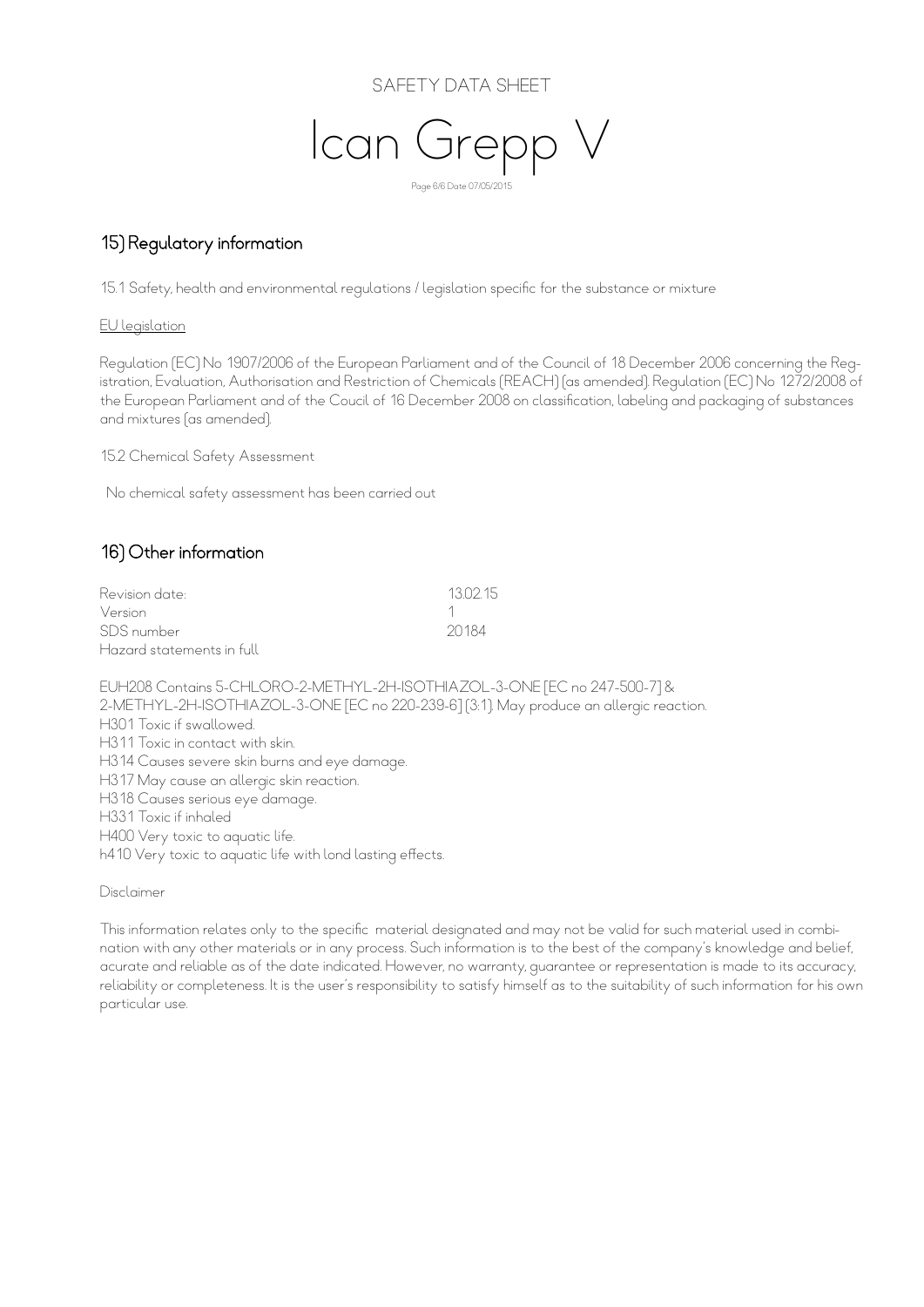SAFETY DATA SHEET

# Ican Grepp V

## 15) Regulatory information

15.1 Safety, health and environmental regulations / legislation specific for the substance or mixture

EU legislation

Regulation (EC) No 1907/2006 of the European Parliament and of the Council of 18 December 2006 concerning the Registration, Evaluation, Authorisation and Restriction of Chemicals (REACH) (as amended). Regulation (EC) No 1272/2008 of the European Parliament and of the Coucil of 16 December 2008 on classification, labeling and packaging of substances and mixtures (as amended).

15.2 Chemical Safety Assessment

No chemical safety assessment has been carried out

## 16) Other information

| | |
|---|---|
| Revision date: | 13.02.15 |
| Version | 1 |
| SDS number | 20184 |
| Hazard statements in full | |

EUH208 Contains 5-CHLORO-2-METHYL-2H-ISOTHIAZOL-3-ONE [EC no 247-500-7] & 2-METHYL-2H-ISOTHIAZOL-3-ONE [EC no 220-239-6] (3:1). May produce an allergic reaction.
H301 Toxic if swallowed.
H311 Toxic in contact with skin.
H314 Causes severe skin burns and eye damage.
H317 May cause an allergic skin reaction.
H318 Causes serious eye damage.
H331 Toxic if inhaled
H400 Very toxic to aquatic life.
h410 Very toxic to aquatic life with lond lasting effects.

Disclaimer

This information relates only to the specific material designated and may not be valid for such material used in combination with any other materials or in any process. Such information is to the best of the company's knowledge and belief, acurate and reliable as of the date indicated. However, no warranty, guarantee or representation is made to its accuracy, reliability or completeness. It is the user's responsibility to satisfy himself as to the suitability of such information for his own particular use.